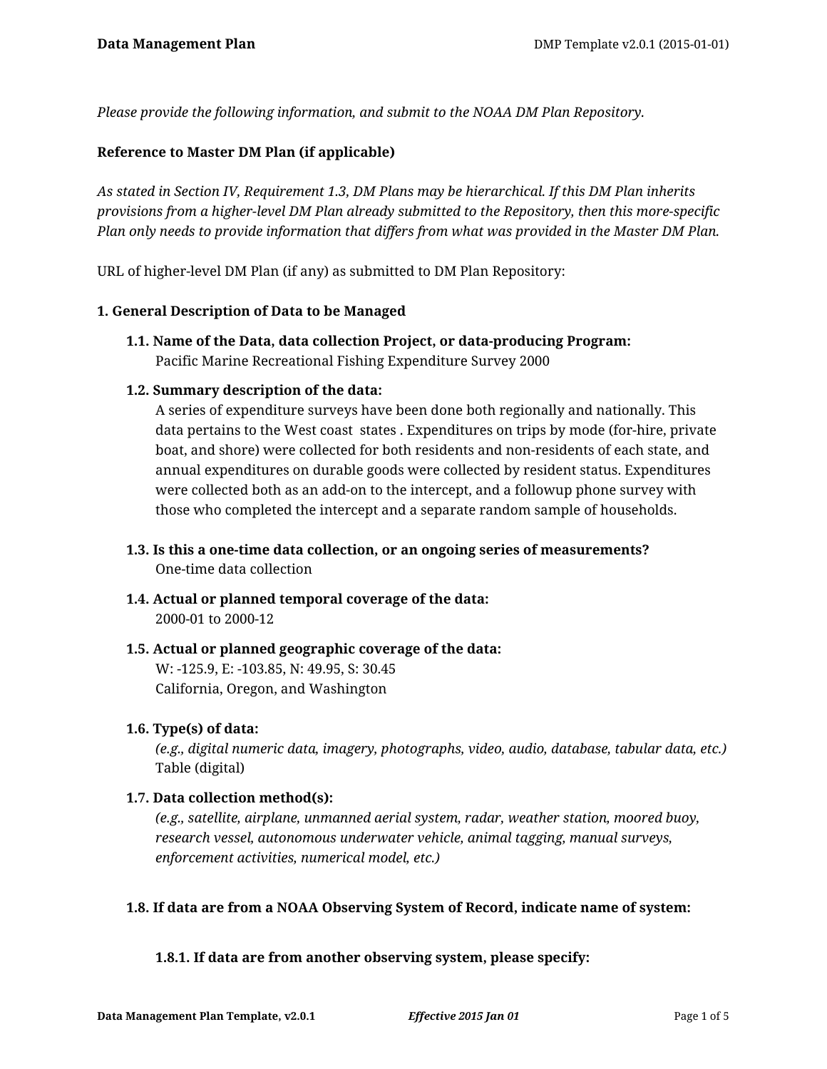*Please provide the following information, and submit to the NOAA DM Plan Repository.*

**Reference to Master DM Plan (if applicable)**

*As stated in Section IV, Requirement 1.3, DM Plans may be hierarchical. If this DM Plan inherits provisions from a higher-level DM Plan already submitted to the Repository, then this more-specific Plan only needs to provide information that differs from what was provided in the Master DM Plan.*

URL of higher-level DM Plan (if any) as submitted to DM Plan Repository:

**1. General Description of Data to be Managed**

**1.1. Name of the Data, data collection Project, or data-producing Program:**
Pacific Marine Recreational Fishing Expenditure Survey 2000

**1.2. Summary description of the data:**
A series of expenditure surveys have been done both regionally and nationally. This data pertains to the West coast states . Expenditures on trips by mode (for-hire, private boat, and shore) were collected for both residents and non-residents of each state, and annual expenditures on durable goods were collected by resident status. Expenditures were collected both as an add-on to the intercept, and a followup phone survey with those who completed the intercept and a separate random sample of households.

**1.3. Is this a one-time data collection, or an ongoing series of measurements?**
One-time data collection

**1.4. Actual or planned temporal coverage of the data:**
2000-01 to 2000-12

**1.5. Actual or planned geographic coverage of the data:**
W: -125.9, E: -103.85, N: 49.95, S: 30.45
California, Oregon, and Washington

**1.6. Type(s) of data:**
*(e.g., digital numeric data, imagery, photographs, video, audio, database, tabular data, etc.)*
Table (digital)

**1.7. Data collection method(s):**
*(e.g., satellite, airplane, unmanned aerial system, radar, weather station, moored buoy, research vessel, autonomous underwater vehicle, animal tagging, manual surveys, enforcement activities, numerical model, etc.)*

**1.8. If data are from a NOAA Observing System of Record, indicate name of system:**

**1.8.1. If data are from another observing system, please specify:**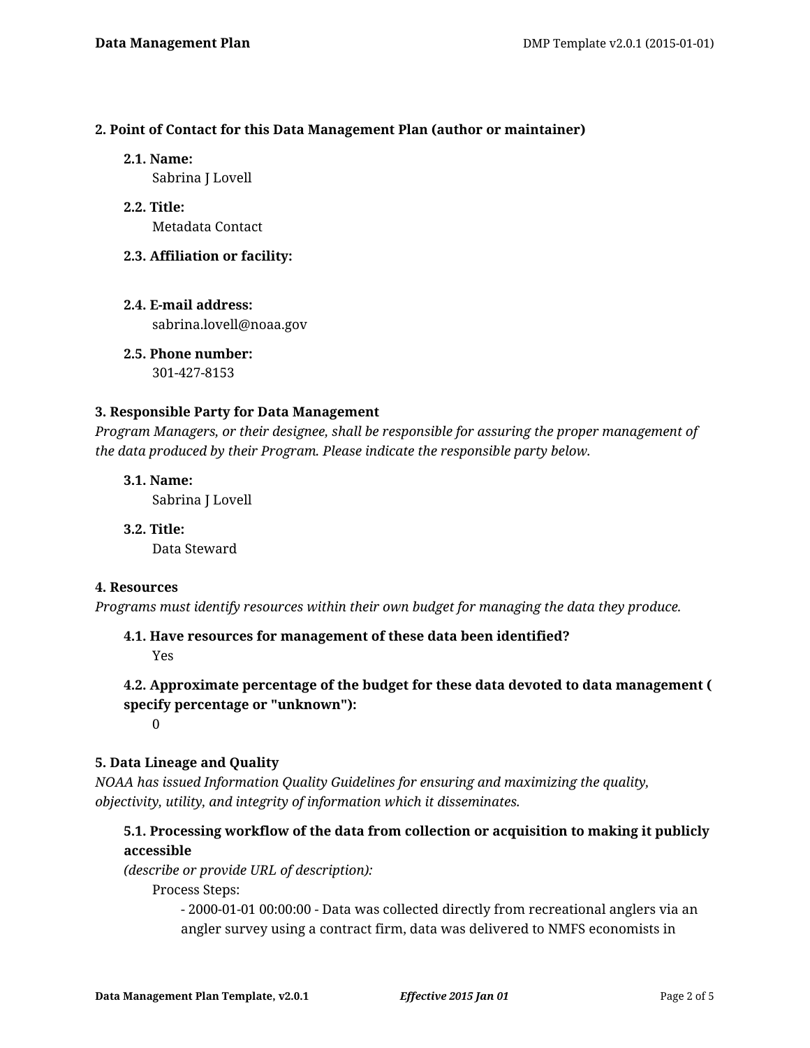### 2. Point of Contact for this Data Management Plan (author or maintainer)

**2.1. Name:**
Sabrina J Lovell

**2.2. Title:**
Metadata Contact

**2.3. Affiliation or facility:**

**2.4. E-mail address:**
sabrina.lovell@noaa.gov

**2.5. Phone number:**
301-427-8153

### 3. Responsible Party for Data Management

*Program Managers, or their designee, shall be responsible for assuring the proper management of the data produced by their Program. Please indicate the responsible party below.*

**3.1. Name:**
Sabrina J Lovell

**3.2. Title:**
Data Steward

### 4. Resources

*Programs must identify resources within their own budget for managing the data they produce.*

**4.1. Have resources for management of these data been identified?**
Yes

**4.2. Approximate percentage of the budget for these data devoted to data management ( specify percentage or "unknown"):**
0

### 5. Data Lineage and Quality

*NOAA has issued Information Quality Guidelines for ensuring and maximizing the quality, objectivity, utility, and integrity of information which it disseminates.*

**5.1. Processing workflow of the data from collection or acquisition to making it publicly accessible**
*(describe or provide URL of description):*

Process Steps:

- 2000-01-01 00:00:00 - Data was collected directly from recreational anglers via an angler survey using a contract firm, data was delivered to NMFS economists in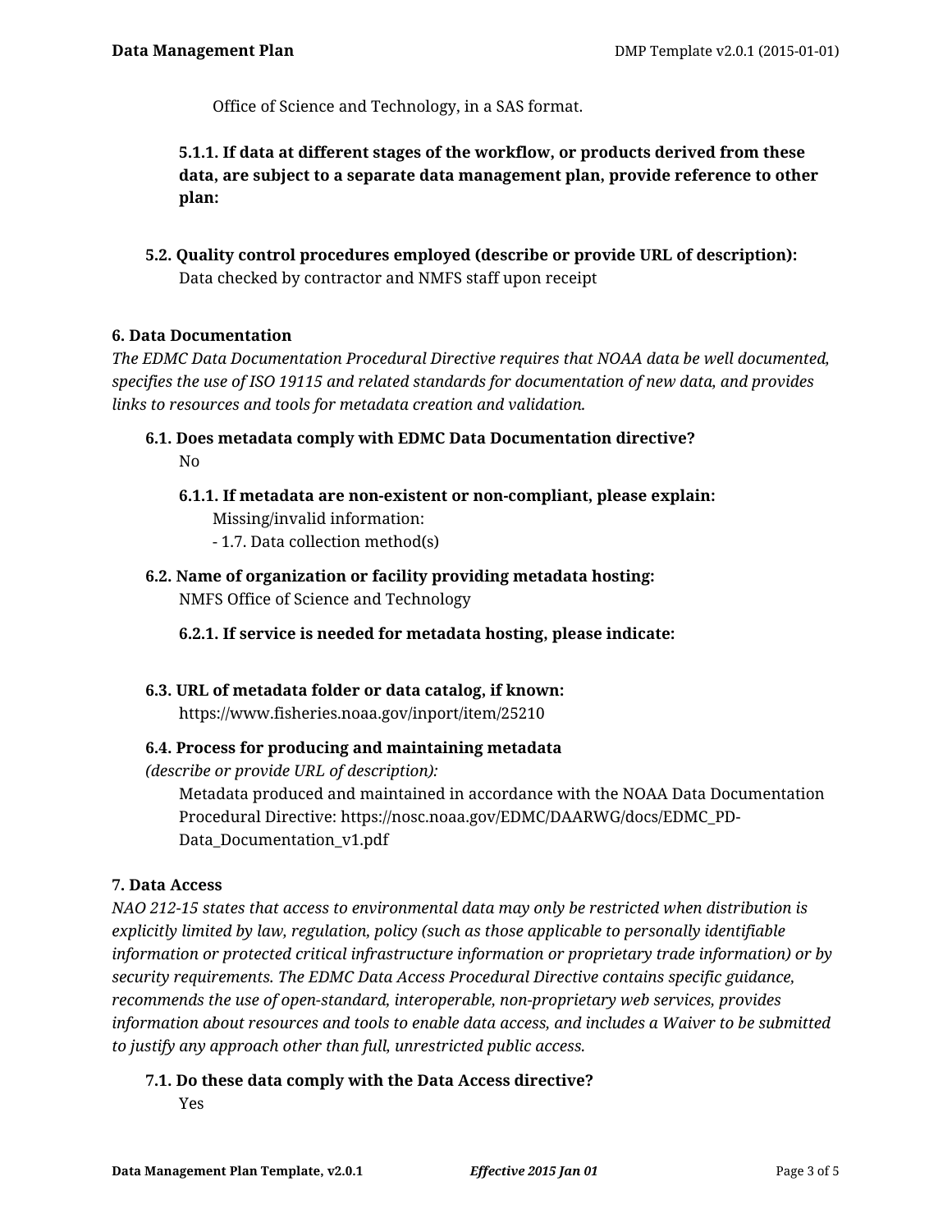Office of Science and Technology, in a SAS format.

**5.1.1. If data at different stages of the workflow, or products derived from these data, are subject to a separate data management plan, provide reference to other plan:**

**5.2. Quality control procedures employed (describe or provide URL of description):**
Data checked by contractor and NMFS staff upon receipt

### 6. Data Documentation

*The EDMC Data Documentation Procedural Directive requires that NOAA data be well documented, specifies the use of ISO 19115 and related standards for documentation of new data, and provides links to resources and tools for metadata creation and validation.*

**6.1. Does metadata comply with EDMC Data Documentation directive?**
No

**6.1.1. If metadata are non-existent or non-compliant, please explain:**
Missing/invalid information:
- 1.7. Data collection method(s)

**6.2. Name of organization or facility providing metadata hosting:**
NMFS Office of Science and Technology

**6.2.1. If service is needed for metadata hosting, please indicate:**

**6.3. URL of metadata folder or data catalog, if known:**
https://www.fisheries.noaa.gov/inport/item/25210

**6.4. Process for producing and maintaining metadata**
*(describe or provide URL of description):*
Metadata produced and maintained in accordance with the NOAA Data Documentation Procedural Directive: https://nosc.noaa.gov/EDMC/DAARWG/docs/EDMC_PD-Data_Documentation_v1.pdf

### 7. Data Access

*NAO 212-15 states that access to environmental data may only be restricted when distribution is explicitly limited by law, regulation, policy (such as those applicable to personally identifiable information or protected critical infrastructure information or proprietary trade information) or by security requirements. The EDMC Data Access Procedural Directive contains specific guidance, recommends the use of open-standard, interoperable, non-proprietary web services, provides information about resources and tools to enable data access, and includes a Waiver to be submitted to justify any approach other than full, unrestricted public access.*

**7.1. Do these data comply with the Data Access directive?**
Yes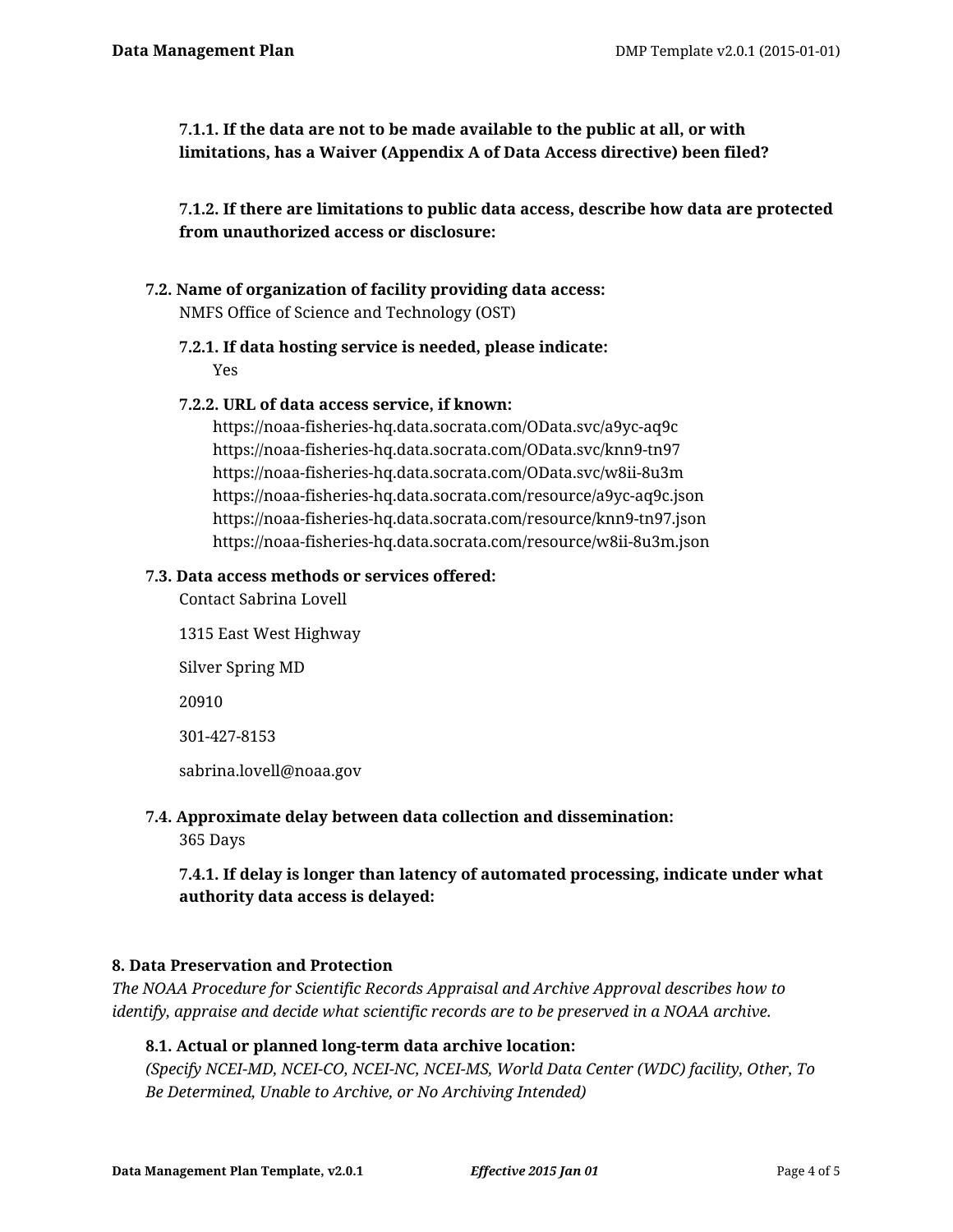#### 7.1.1. If the data are not to be made available to the public at all, or with limitations, has a Waiver (Appendix A of Data Access directive) been filed?

#### 7.1.2. If there are limitations to public data access, describe how data are protected from unauthorized access or disclosure:

### 7.2. Name of organization of facility providing data access:

NMFS Office of Science and Technology (OST)

#### 7.2.1. If data hosting service is needed, please indicate:

Yes

#### 7.2.2. URL of data access service, if known:

https://noaa-fisheries-hq.data.socrata.com/OData.svc/a9yc-aq9c
https://noaa-fisheries-hq.data.socrata.com/OData.svc/knn9-tn97
https://noaa-fisheries-hq.data.socrata.com/OData.svc/w8ii-8u3m
https://noaa-fisheries-hq.data.socrata.com/resource/a9yc-aq9c.json
https://noaa-fisheries-hq.data.socrata.com/resource/knn9-tn97.json
https://noaa-fisheries-hq.data.socrata.com/resource/w8ii-8u3m.json

### 7.3. Data access methods or services offered:

Contact Sabrina Lovell

1315 East West Highway

Silver Spring MD

20910

301-427-8153

sabrina.lovell@noaa.gov

### 7.4. Approximate delay between data collection and dissemination:

365 Days

#### 7.4.1. If delay is longer than latency of automated processing, indicate under what authority data access is delayed:

## 8. Data Preservation and Protection

*The NOAA Procedure for Scientific Records Appraisal and Archive Approval describes how to identify, appraise and decide what scientific records are to be preserved in a NOAA archive.*

### 8.1. Actual or planned long-term data archive location:

*(Specify NCEI-MD, NCEI-CO, NCEI-NC, NCEI-MS, World Data Center (WDC) facility, Other, To Be Determined, Unable to Archive, or No Archiving Intended)*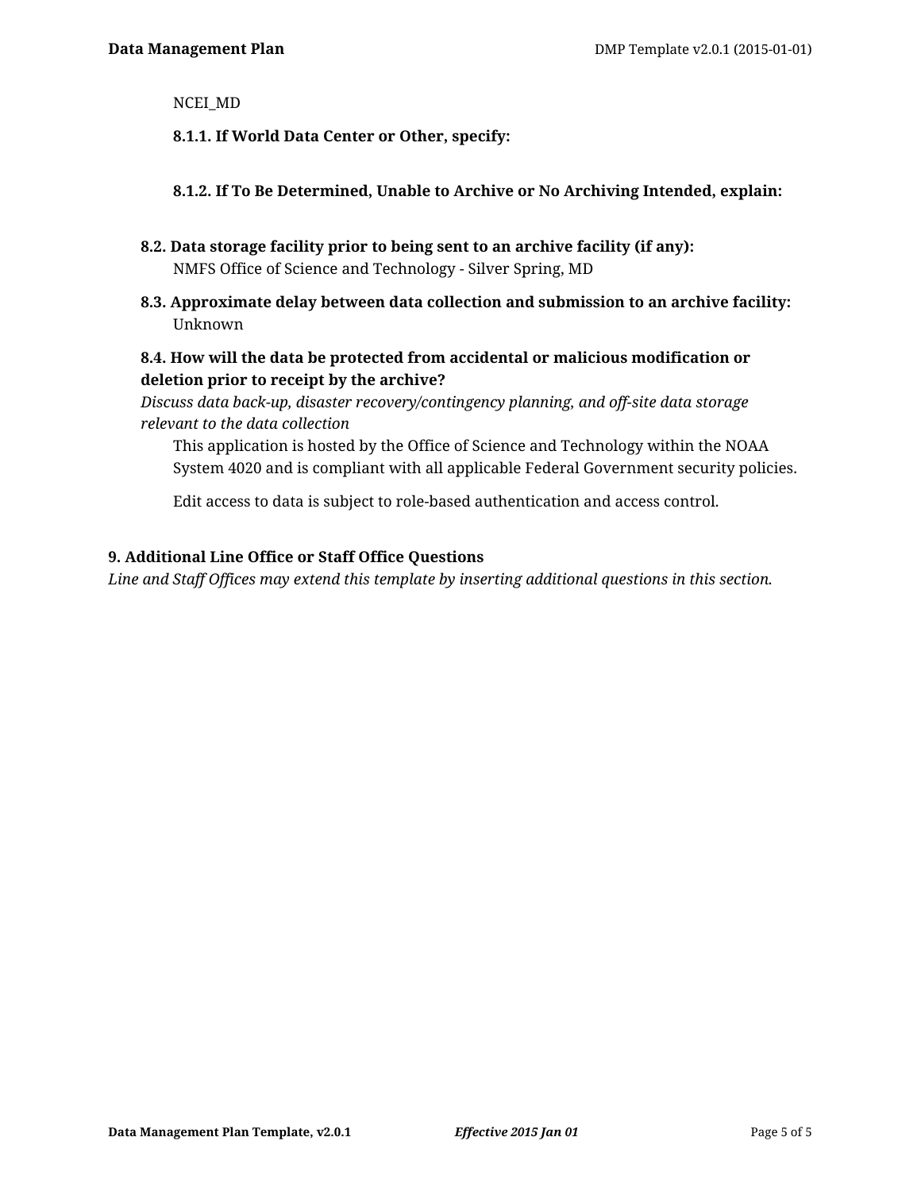NCEI_MD

**8.1.1. If World Data Center or Other, specify:**

**8.1.2. If To Be Determined, Unable to Archive or No Archiving Intended, explain:**

**8.2. Data storage facility prior to being sent to an archive facility (if any):**

NMFS Office of Science and Technology - Silver Spring, MD

**8.3. Approximate delay between data collection and submission to an archive facility:**

Unknown

**8.4. How will the data be protected from accidental or malicious modification or deletion prior to receipt by the archive?**

*Discuss data back-up, disaster recovery/contingency planning, and off-site data storage relevant to the data collection*

This application is hosted by the Office of Science and Technology within the NOAA System 4020 and is compliant with all applicable Federal Government security policies.

Edit access to data is subject to role-based authentication and access control.

### 9. Additional Line Office or Staff Office Questions

*Line and Staff Offices may extend this template by inserting additional questions in this section.*